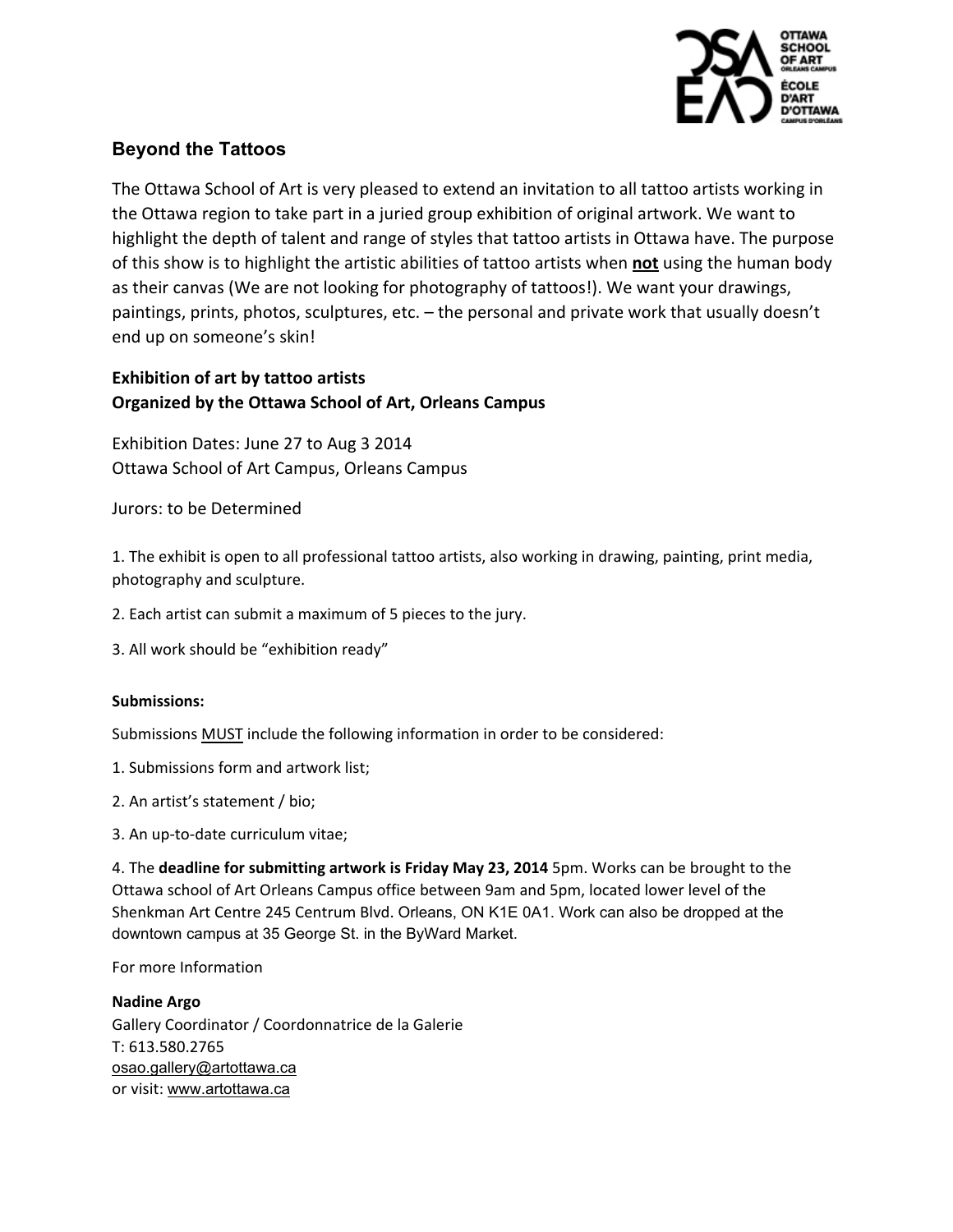OTTAWA SCHOOL OF ART ORLEANS CAMPUS
ÉCOLE D'ART D'OTTAWA CAMPUS D'ORLÉANS

## Beyond the Tattoos

The Ottawa School of Art is very pleased to extend an invitation to all tattoo artists working in the Ottawa region to take part in a juried group exhibition of original artwork. We want to highlight the depth of talent and range of styles that tattoo artists in Ottawa have. The purpose of this show is to highlight the artistic abilities of tattoo artists when **not** using the human body as their canvas (We are not looking for photography of tattoos!). We want your drawings, paintings, prints, photos, sculptures, etc. – the personal and private work that usually doesn't end up on someone's skin!

**Exhibition of art by tattoo artists**
**Organized by the Ottawa School of Art, Orleans Campus**

Exhibition Dates: June 27 to Aug 3 2014
Ottawa School of Art Campus, Orleans Campus

Jurors: to be Determined

1. The exhibit is open to all professional tattoo artists, also working in drawing, painting, print media, photography and sculpture.

2. Each artist can submit a maximum of 5 pieces to the jury.

3. All work should be "exhibition ready"

**Submissions:**

Submissions MUST include the following information in order to be considered:

1. Submissions form and artwork list;

2. An artist's statement / bio;

3. An up-to-date curriculum vitae;

4. The **deadline for submitting artwork is Friday May 23, 2014** 5pm. Works can be brought to the Ottawa school of Art Orleans Campus office between 9am and 5pm, located lower level of the Shenkman Art Centre 245 Centrum Blvd. Orleans, ON K1E 0A1. Work can also be dropped at the downtown campus at 35 George St. in the ByWard Market.

For more Information

**Nadine Argo**
Gallery Coordinator / Coordonnatrice de la Galerie
T: 613.580.2765
osao.gallery@artottawa.ca
or visit: www.artottawa.ca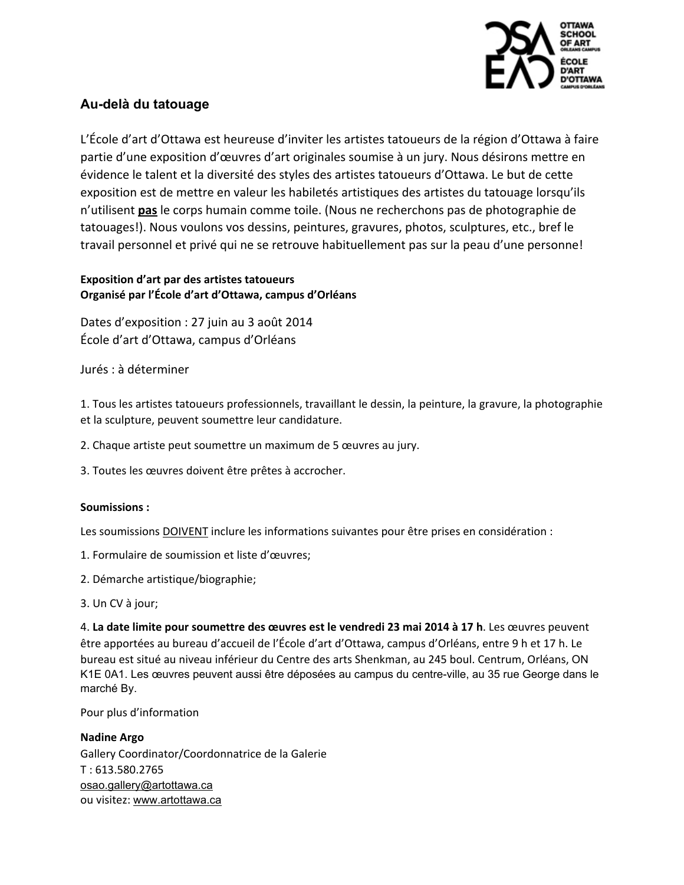## Au-delà du tatouage

L'École d'art d'Ottawa est heureuse d'inviter les artistes tatoueurs de la région d'Ottawa à faire partie d'une exposition d'œuvres d'art originales soumise à un jury. Nous désirons mettre en évidence le talent et la diversité des styles des artistes tatoueurs d'Ottawa. Le but de cette exposition est de mettre en valeur les habiletés artistiques des artistes du tatouage lorsqu'ils n'utilisent **pas** le corps humain comme toile. (Nous ne recherchons pas de photographie de tatouages!). Nous voulons vos dessins, peintures, gravures, photos, sculptures, etc., bref le travail personnel et privé qui ne se retrouve habituellement pas sur la peau d'une personne!

**Exposition d'art par des artistes tatoueurs**
**Organisé par l'École d'art d'Ottawa, campus d'Orléans**

Dates d'exposition : 27 juin au 3 août 2014
École d'art d'Ottawa, campus d'Orléans

Jurés : à déterminer

1. Tous les artistes tatoueurs professionnels, travaillant le dessin, la peinture, la gravure, la photographie et la sculpture, peuvent soumettre leur candidature.

2. Chaque artiste peut soumettre un maximum de 5 œuvres au jury.

3. Toutes les œuvres doivent être prêtes à accrocher.

**Soumissions :**

Les soumissions DOIVENT inclure les informations suivantes pour être prises en considération :

1. Formulaire de soumission et liste d'œuvres;

2. Démarche artistique/biographie;

3. Un CV à jour;

4. **La date limite pour soumettre des œuvres est le vendredi 23 mai 2014 à 17 h**. Les œuvres peuvent être apportées au bureau d'accueil de l'École d'art d'Ottawa, campus d'Orléans, entre 9 h et 17 h. Le bureau est situé au niveau inférieur du Centre des arts Shenkman, au 245 boul. Centrum, Orléans, ON K1E 0A1. Les œuvres peuvent aussi être déposées au campus du centre-ville, au 35 rue George dans le marché By.

Pour plus d'information

**Nadine Argo**
Gallery Coordinator/Coordonnatrice de la Galerie
T : 613.580.2765
osao.gallery@artottawa.ca
ou visitez: www.artottawa.ca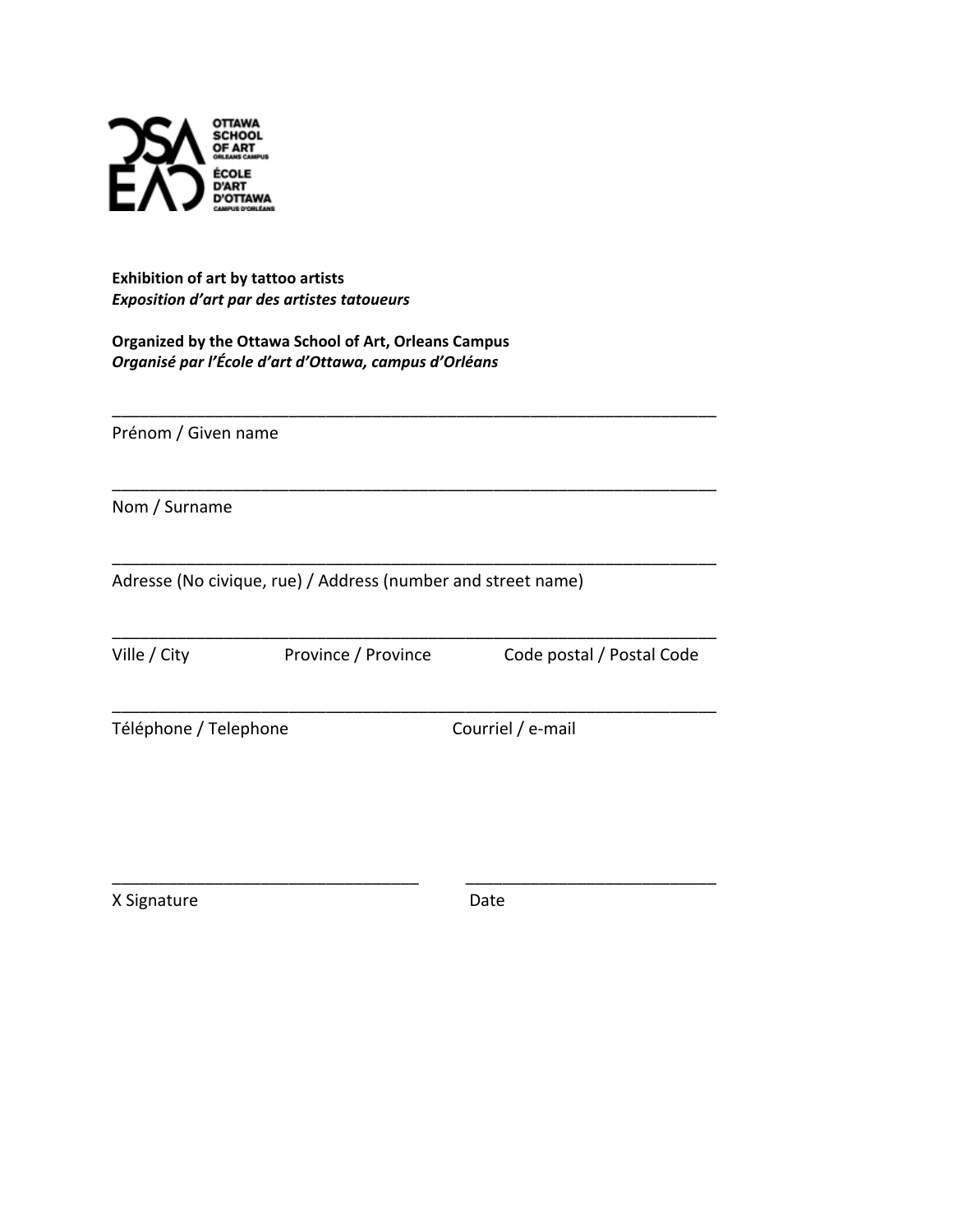OTTAWA SCHOOL OF ART ORLEANS CAMPUS
ÉCOLE D'ART D'OTTAWA CAMPUS D'ORLÉANS

**Exhibition of art by tattoo artists**
***Exposition d'art par des artistes tatoueurs***

**Organized by the Ottawa School of Art, Orleans Campus**
***Organisé par l'École d'art d'Ottawa, campus d'Orléans***

______________________________________________________________________
Prénom / Given name

______________________________________________________________________
Nom / Surname

______________________________________________________________________
Adresse (No civique, rue) / Address (number and street name)

______________________________________________________________________
Ville / City Province / Province Code postal / Postal Code

______________________________________________________________________
Téléphone / Telephone Courriel / e-mail

___________________________________ ____________________________
X Signature Date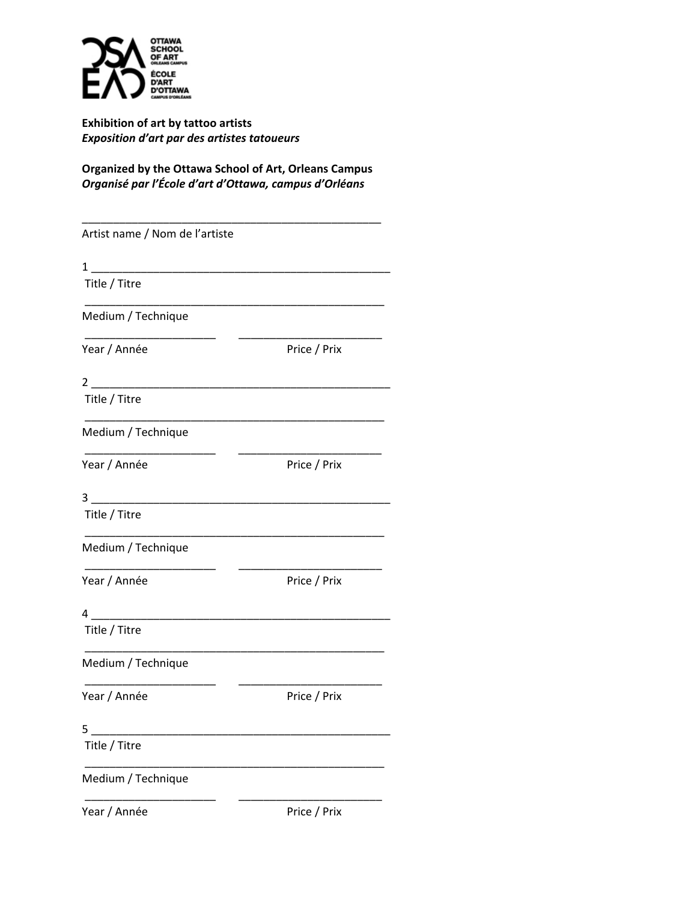**Exhibition of art by tattoo artists**
***Exposition d'art par des artistes tatoueurs***

**Organized by the Ottawa School of Art, Orleans Campus**
***Organisé par l'École d'art d'Ottawa, campus d'Orléans***

\_\_\_\_\_\_\_\_\_\_\_\_\_\_\_\_\_\_\_\_\_\_\_\_\_\_\_\_\_\_\_\_\_\_\_\_\_\_\_\_\_\_\_\_\_\_\_\_
Artist name / Nom de l'artiste

1 \_\_\_\_\_\_\_\_\_\_\_\_\_\_\_\_\_\_\_\_\_\_\_\_\_\_\_\_\_\_\_\_\_\_\_\_\_\_\_\_\_\_\_\_\_\_\_\_
Title / Titre

\_\_\_\_\_\_\_\_\_\_\_\_\_\_\_\_\_\_\_\_\_\_\_\_\_\_\_\_\_\_\_\_\_\_\_\_\_\_\_\_\_\_\_\_\_\_\_\_
Medium / Technique

\_\_\_\_\_\_\_\_\_\_\_\_\_\_\_\_\_\_\_\_\_\_ \_\_\_\_\_\_\_\_\_\_\_\_\_\_\_\_\_\_\_\_\_\_\_\_
Year / Année Price / Prix

2 \_\_\_\_\_\_\_\_\_\_\_\_\_\_\_\_\_\_\_\_\_\_\_\_\_\_\_\_\_\_\_\_\_\_\_\_\_\_\_\_\_\_\_\_\_\_\_\_
Title / Titre

\_\_\_\_\_\_\_\_\_\_\_\_\_\_\_\_\_\_\_\_\_\_\_\_\_\_\_\_\_\_\_\_\_\_\_\_\_\_\_\_\_\_\_\_\_\_\_\_
Medium / Technique

\_\_\_\_\_\_\_\_\_\_\_\_\_\_\_\_\_\_\_\_\_\_ \_\_\_\_\_\_\_\_\_\_\_\_\_\_\_\_\_\_\_\_\_\_\_\_
Year / Année Price / Prix

3 \_\_\_\_\_\_\_\_\_\_\_\_\_\_\_\_\_\_\_\_\_\_\_\_\_\_\_\_\_\_\_\_\_\_\_\_\_\_\_\_\_\_\_\_\_\_\_\_
Title / Titre

\_\_\_\_\_\_\_\_\_\_\_\_\_\_\_\_\_\_\_\_\_\_\_\_\_\_\_\_\_\_\_\_\_\_\_\_\_\_\_\_\_\_\_\_\_\_\_\_
Medium / Technique

\_\_\_\_\_\_\_\_\_\_\_\_\_\_\_\_\_\_\_\_\_\_ \_\_\_\_\_\_\_\_\_\_\_\_\_\_\_\_\_\_\_\_\_\_\_\_
Year / Année Price / Prix

4 \_\_\_\_\_\_\_\_\_\_\_\_\_\_\_\_\_\_\_\_\_\_\_\_\_\_\_\_\_\_\_\_\_\_\_\_\_\_\_\_\_\_\_\_\_\_\_\_
Title / Titre

\_\_\_\_\_\_\_\_\_\_\_\_\_\_\_\_\_\_\_\_\_\_\_\_\_\_\_\_\_\_\_\_\_\_\_\_\_\_\_\_\_\_\_\_\_\_\_\_
Medium / Technique

\_\_\_\_\_\_\_\_\_\_\_\_\_\_\_\_\_\_\_\_\_\_ \_\_\_\_\_\_\_\_\_\_\_\_\_\_\_\_\_\_\_\_\_\_\_\_
Year / Année Price / Prix

5 \_\_\_\_\_\_\_\_\_\_\_\_\_\_\_\_\_\_\_\_\_\_\_\_\_\_\_\_\_\_\_\_\_\_\_\_\_\_\_\_\_\_\_\_\_\_\_\_
Title / Titre

\_\_\_\_\_\_\_\_\_\_\_\_\_\_\_\_\_\_\_\_\_\_\_\_\_\_\_\_\_\_\_\_\_\_\_\_\_\_\_\_\_\_\_\_\_\_\_\_
Medium / Technique

\_\_\_\_\_\_\_\_\_\_\_\_\_\_\_\_\_\_\_\_\_\_ \_\_\_\_\_\_\_\_\_\_\_\_\_\_\_\_\_\_\_\_\_\_\_\_
Year / Année Price / Prix